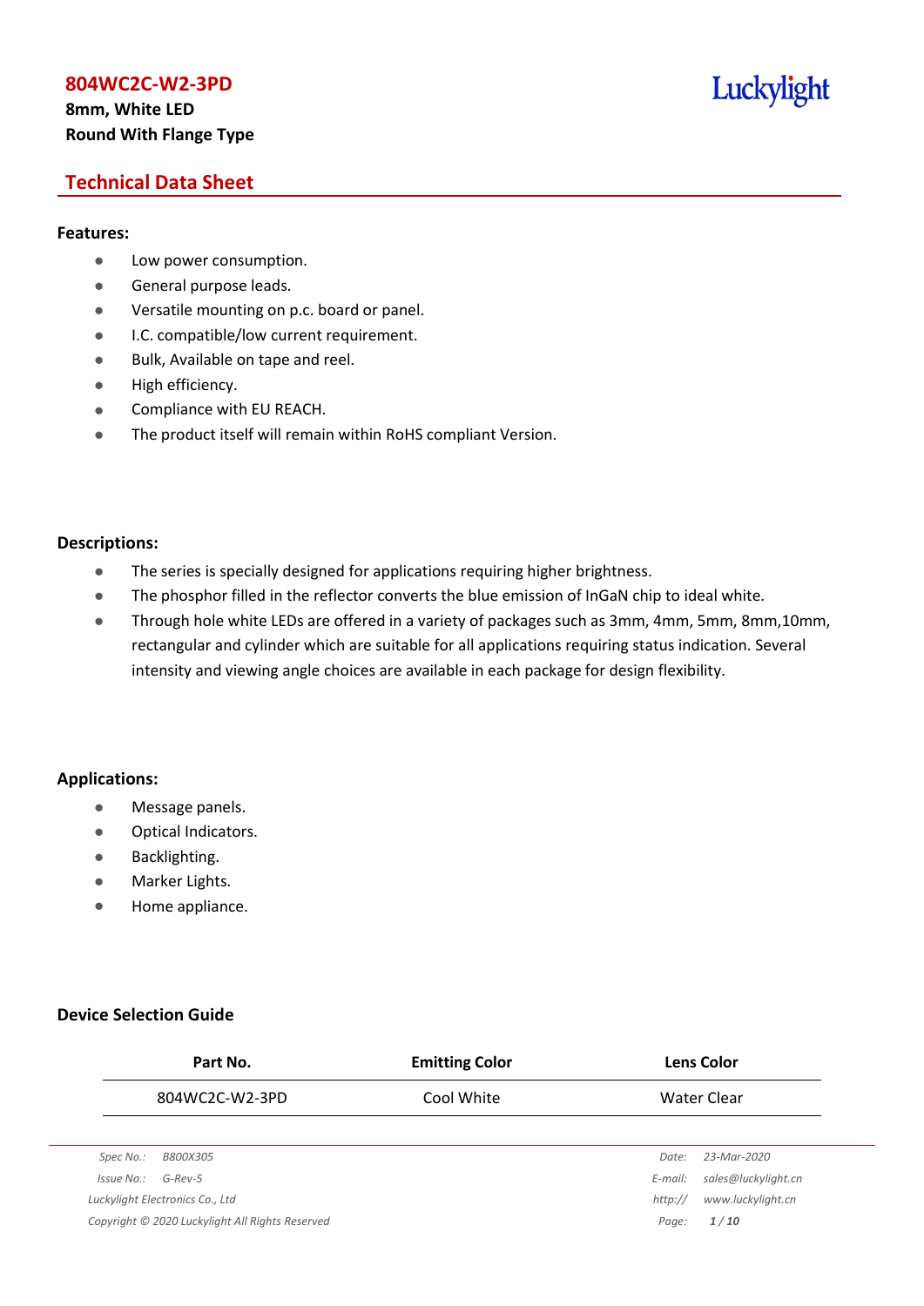# 804WC2C-W2-3PD

**8mm, White LED**
**Round With Flange Type**

Luckylight

## Technical Data Sheet

### Features:

- Low power consumption.
- General purpose leads.
- Versatile mounting on p.c. board or panel.
- I.C. compatible/low current requirement.
- Bulk, Available on tape and reel.
- High efficiency.
- Compliance with EU REACH.
- The product itself will remain within RoHS compliant Version.

### Descriptions:

- The series is specially designed for applications requiring higher brightness.
- The phosphor filled in the reflector converts the blue emission of InGaN chip to ideal white.
- Through hole white LEDs are offered in a variety of packages such as 3mm, 4mm, 5mm, 8mm,10mm, rectangular and cylinder which are suitable for all applications requiring status indication. Several intensity and viewing angle choices are available in each package for design flexibility.

### Applications:

- Message panels.
- Optical Indicators.
- Backlighting.
- Marker Lights.
- Home appliance.

### Device Selection Guide

| Part No. | Emitting Color | Lens Color |
|---|---|---|
| 804WC2C-W2-3PD | Cool White | Water Clear |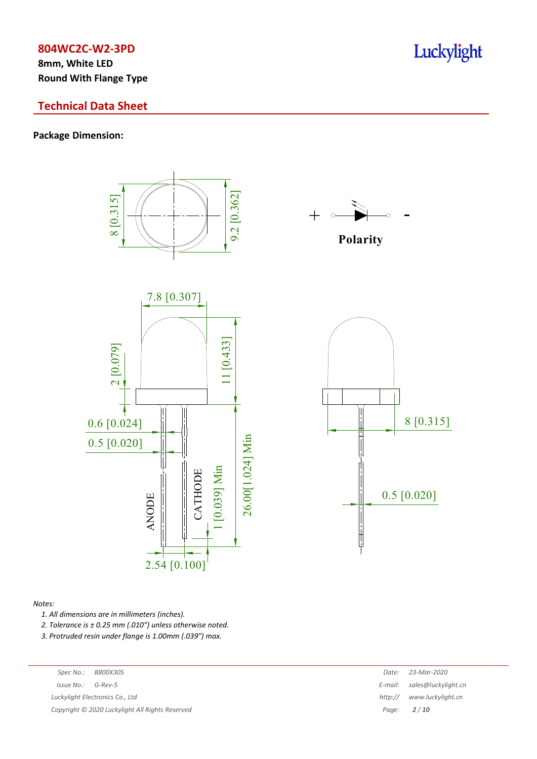**804WC2C-W2-3PD**

**8mm, White LED**
**Round With Flange Type**

## Technical Data Sheet

**Package Dimension:**

8 [0.315]
9.2 [0.362]

Polarity

7.8 [0.307]
2 [0.079]
11 [0.433]
0.6 [0.024]
0.5 [0.020]
ANODE
CATHODE
1 [0.039] Min
26.00[1.024] Min
2.54 [0.100]
8 [0.315]
0.5 [0.020]

*Notes:*

1. *All dimensions are in millimeters (inches).*
2. *Tolerance is ± 0.25 mm (.010") unless otherwise noted.*
3. *Protruded resin under flange is 1.00mm (.039") max.*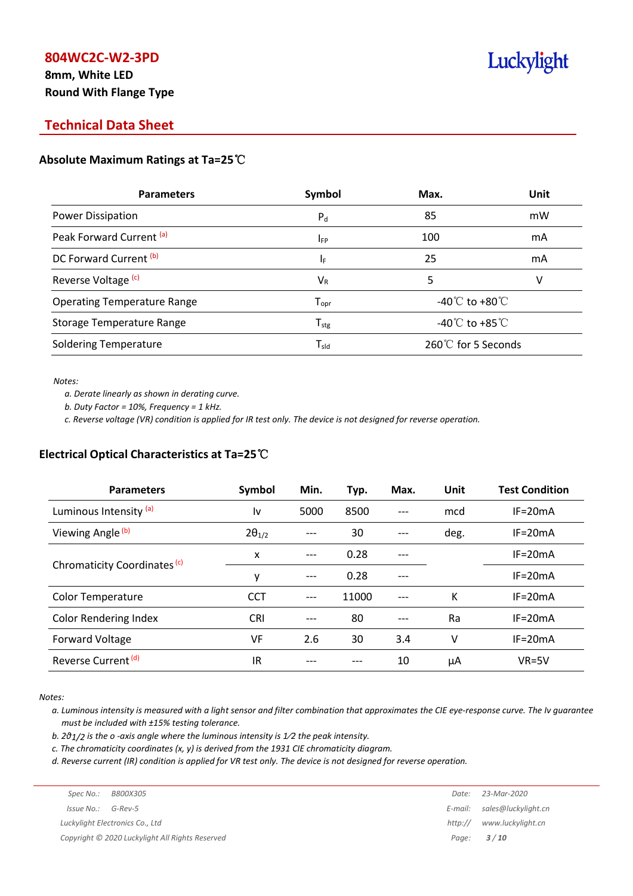# 804WC2C-W2-3PD

**8mm, White LED**

**Round With Flange Type**

## Technical Data Sheet

### Absolute Maximum Ratings at Ta=25℃

| Parameters | Symbol | Max. | Unit |
|---|---|---|---|
| Power Dissipation | $P_d$ | 85 | mW |
| Peak Forward Current [(a)] | $I_{FP}$ | 100 | mA |
| DC Forward Current [(b)] | $I_F$ | 25 | mA |
| Reverse Voltage [(c)] | $V_R$ | 5 | V |
| Operating Temperature Range | $T_{opr}$ | -40℃ to +80℃ | |
| Storage Temperature Range | $T_{stg}$ | -40℃ to +85℃ | |
| Soldering Temperature | $T_{sld}$ | 260℃ for 5 Seconds | |

*Notes:*

*a. Derate linearly as shown in derating curve.*

*b. Duty Factor = 10%, Frequency = 1 kHz.*

*c. Reverse voltage (VR) condition is applied for IR test only. The device is not designed for reverse operation.*

### Electrical Optical Characteristics at Ta=25℃

| Parameters | Symbol | Min. | Typ. | Max. | Unit | Test Condition |
|---|---|---|---|---|---|---|
| Luminous Intensity [(a)] | Iv | 5000 | 8500 | --- | mcd | IF=20mA |
| Viewing Angle [(b)] | $2\theta_{1/2}$ | --- | 30 | --- | deg. | IF=20mA |
| Chromaticity Coordinates [(c)] | x | --- | 0.28 | --- | | IF=20mA |
| | y | --- | 0.28 | --- | | IF=20mA |
| Color Temperature | CCT | --- | 11000 | --- | K | IF=20mA |
| Color Rendering Index | CRI | --- | 80 | --- | Ra | IF=20mA |
| Forward Voltage | VF | 2.6 | 30 | 3.4 | V | IF=20mA |
| Reverse Current [(d)] | IR | --- | --- | 10 | μA | VR=5V |

*Notes:*

*a. Luminous intensity is measured with a light sensor and filter combination that approximates the CIE eye-response curve. The Iv guarantee must be included with ±15% testing tolerance.*

*b. $2\vartheta_{1/2}$ is the o -axis angle where the luminous intensity is 1⁄2 the peak intensity.*

*c. The chromaticity coordinates (x, y) is derived from the 1931 CIE chromaticity diagram.*

*d. Reverse current (IR) condition is applied for VR test only. The device is not designed for reverse operation.*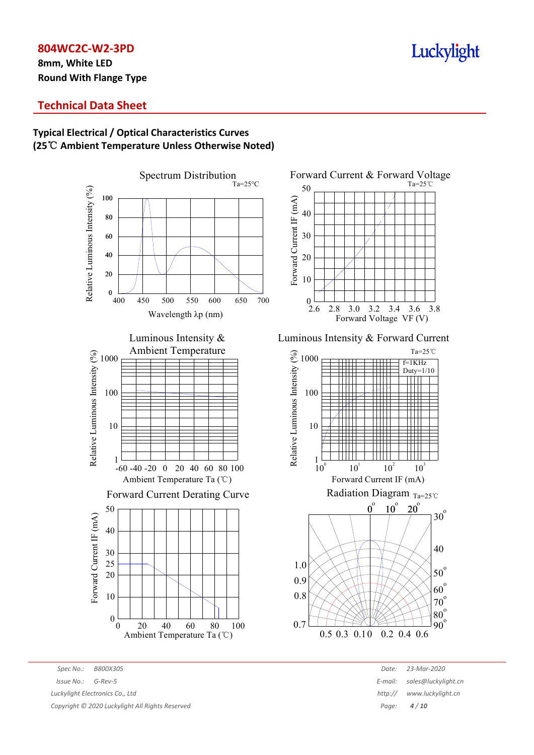## Technical Data Sheet

### Typical Electrical / Optical Characteristics Curves
### (25℃ Ambient Temperature Unless Otherwise Noted)

Spectrum Distribution

Forward Current & Forward Voltage

Luminous Intensity & Ambient Temperature

Luminous Intensity & Forward Current

Forward Current Derating Curve

Radiation Diagram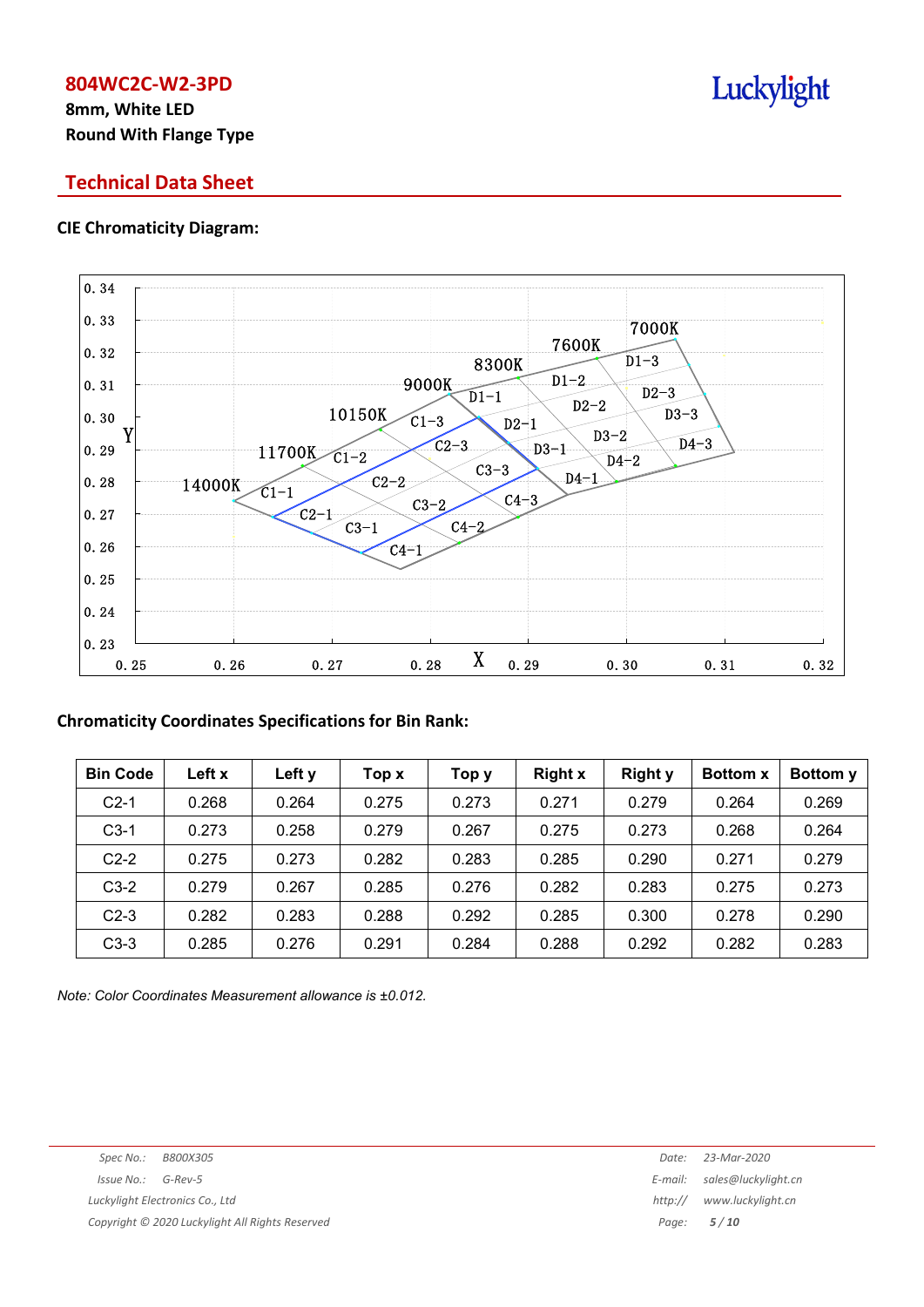# 804WC2C-W2-3PD

**8mm, White LED**

**Round With Flange Type**

## Technical Data Sheet

### CIE Chromaticity Diagram:

### Chromaticity Coordinates Specifications for Bin Rank:

| Bin Code | Left x | Left y | Top x | Top y | Right x | Right y | Bottom x | Bottom y |
|---|---|---|---|---|---|---|---|---|
| C2-1 | 0.268 | 0.264 | 0.275 | 0.273 | 0.271 | 0.279 | 0.264 | 0.269 |
| C3-1 | 0.273 | 0.258 | 0.279 | 0.267 | 0.275 | 0.273 | 0.268 | 0.264 |
| C2-2 | 0.275 | 0.273 | 0.282 | 0.283 | 0.285 | 0.290 | 0.271 | 0.279 |
| C3-2 | 0.279 | 0.267 | 0.285 | 0.276 | 0.282 | 0.283 | 0.275 | 0.273 |
| C2-3 | 0.282 | 0.283 | 0.288 | 0.292 | 0.285 | 0.300 | 0.278 | 0.290 |
| C3-3 | 0.285 | 0.276 | 0.291 | 0.284 | 0.288 | 0.292 | 0.282 | 0.283 |

*Note: Color Coordinates Measurement allowance is ±0.012.*

Spec No.: B800X305
Issue No.: G-Rev-5
Luckylight Electronics Co., Ltd
Copyright © 2020 Luckylight All Rights Reserved

Date: 23-Mar-2020
E-mail: sales@luckylight.cn
http:// www.luckylight.cn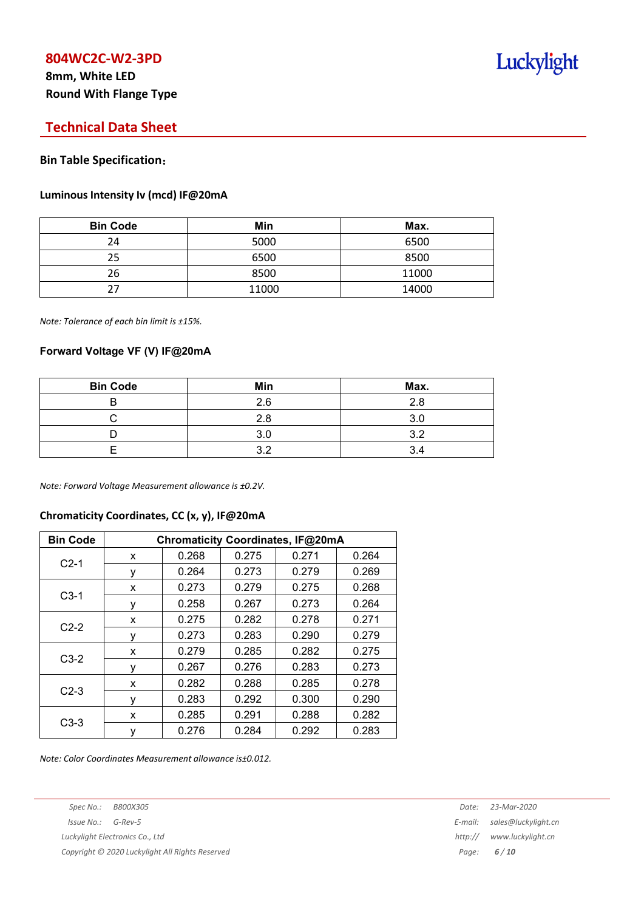# 804WC2C-W2-3PD

**8mm, White LED**
**Round With Flange Type**

## Technical Data Sheet

### Bin Table Specification：

#### Luminous Intensity Iv (mcd) IF@20mA

| Bin Code | Min | Max. |
|---|---|---|
| 24 | 5000 | 6500 |
| 25 | 6500 | 8500 |
| 26 | 8500 | 11000 |
| 27 | 11000 | 14000 |

*Note: Tolerance of each bin limit is ±15%.*

#### Forward Voltage VF (V) IF@20mA

| Bin Code | Min | Max. |
|---|---|---|
| B | 2.6 | 2.8 |
| C | 2.8 | 3.0 |
| D | 3.0 | 3.2 |
| E | 3.2 | 3.4 |

*Note: Forward Voltage Measurement allowance is ±0.2V.*

#### Chromaticity Coordinates, CC (x, y), IF@20mA

| Bin Code | Chromaticity Coordinates, IF@20mA | | | | |
|---|---|---|---|---|---|
| C2-1 | x | 0.268 | 0.275 | 0.271 | 0.264 |
| | y | 0.264 | 0.273 | 0.279 | 0.269 |
| C3-1 | x | 0.273 | 0.279 | 0.275 | 0.268 |
| | y | 0.258 | 0.267 | 0.273 | 0.264 |
| C2-2 | x | 0.275 | 0.282 | 0.278 | 0.271 |
| | y | 0.273 | 0.283 | 0.290 | 0.279 |
| C3-2 | x | 0.279 | 0.285 | 0.282 | 0.275 |
| | y | 0.267 | 0.276 | 0.283 | 0.273 |
| C2-3 | x | 0.282 | 0.288 | 0.285 | 0.278 |
| | y | 0.283 | 0.292 | 0.300 | 0.290 |
| C3-3 | x | 0.285 | 0.291 | 0.288 | 0.282 |
| | y | 0.276 | 0.284 | 0.292 | 0.283 |

*Note: Color Coordinates Measurement allowance is±0.012.*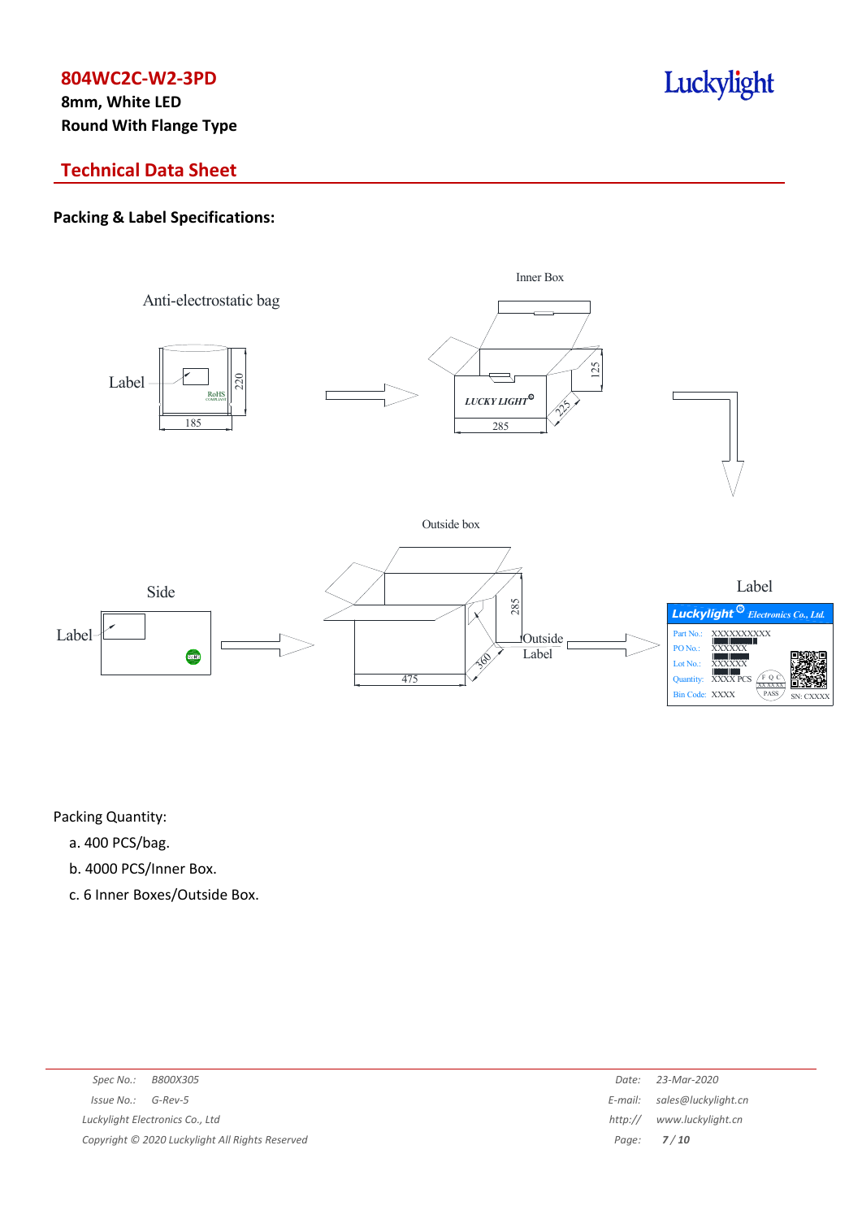# 804WC2C-W2-3PD

**8mm, White LED**

**Round With Flange Type**

## Technical Data Sheet

### Packing & Label Specifications:

Anti-electrostatic bag

Label

185

220

Inner Box

LUCKY LIGHT

285

225

125

Outside box

Side

Label

475

360

285

Outside Label

Label

| Luckylight Electronics Co., Ltd. | |
|---|---|
| Part No.: | XXXXXXXXXX |
| PO No.: | XXXXXX |
| Lot No.: | XXXXXX |
| Quantity: | XXXX PCS |
| Bin Code: | XXXX |

SN: CXXXX

Packing Quantity:

a. 400 PCS/bag.

b. 4000 PCS/Inner Box.

c. 6 Inner Boxes/Outside Box.

Spec No.: B800X305
Issue No.: G-Rev-5
Luckylight Electronics Co., Ltd
Copyright © 2020 Luckylight All Rights Reserved

Date: 23-Mar-2020
E-mail: sales@luckylight.cn
http:// www.luckylight.cn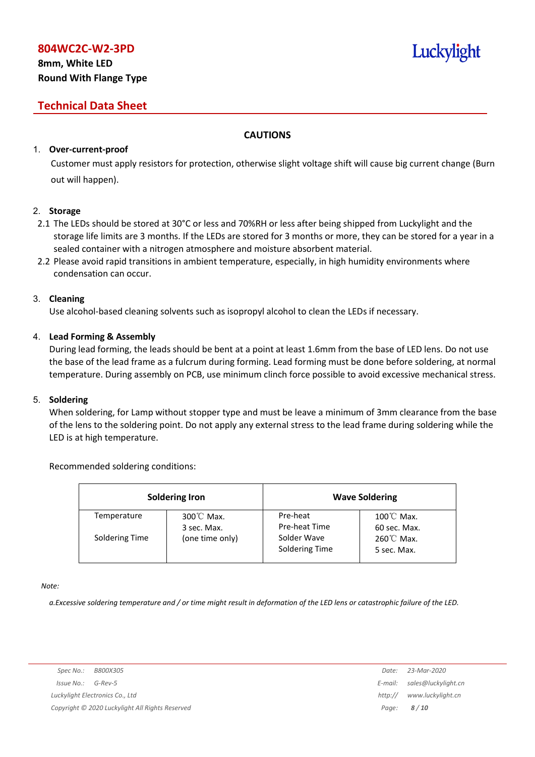## CAUTIONS

1. **Over-current-proof**

   Customer must apply resistors for protection, otherwise slight voltage shift will cause big current change (Burn out will happen).

2. **Storage**

   2.1 The LEDs should be stored at 30°C or less and 70%RH or less after being shipped from Luckylight and the storage life limits are 3 months. If the LEDs are stored for 3 months or more, they can be stored for a year in a sealed container with a nitrogen atmosphere and moisture absorbent material.

   2.2 Please avoid rapid transitions in ambient temperature, especially, in high humidity environments where condensation can occur.

3. **Cleaning**

   Use alcohol-based cleaning solvents such as isopropyl alcohol to clean the LEDs if necessary.

4. **Lead Forming & Assembly**

   During lead forming, the leads should be bent at a point at least 1.6mm from the base of LED lens. Do not use the base of the lead frame as a fulcrum during forming. Lead forming must be done before soldering, at normal temperature. During assembly on PCB, use minimum clinch force possible to avoid excessive mechanical stress.

5. **Soldering**

   When soldering, for Lamp without stopper type and must be leave a minimum of 3mm clearance from the base of the lens to the soldering point. Do not apply any external stress to the lead frame during soldering while the LED is at high temperature.

   Recommended soldering conditions:

| Soldering Iron | | Wave Soldering | |
|---|---|---|---|
| Temperature<br>Soldering Time | 300℃ Max.<br>3 sec. Max.<br>(one time only) | Pre-heat<br>Pre-heat Time<br>Solder Wave<br>Soldering Time | 100℃ Max.<br>60 sec. Max.<br>260℃ Max.<br>5 sec. Max. |

*Note:*

*a.Excessive soldering temperature and / or time might result in deformation of the LED lens or catastrophic failure of the LED.*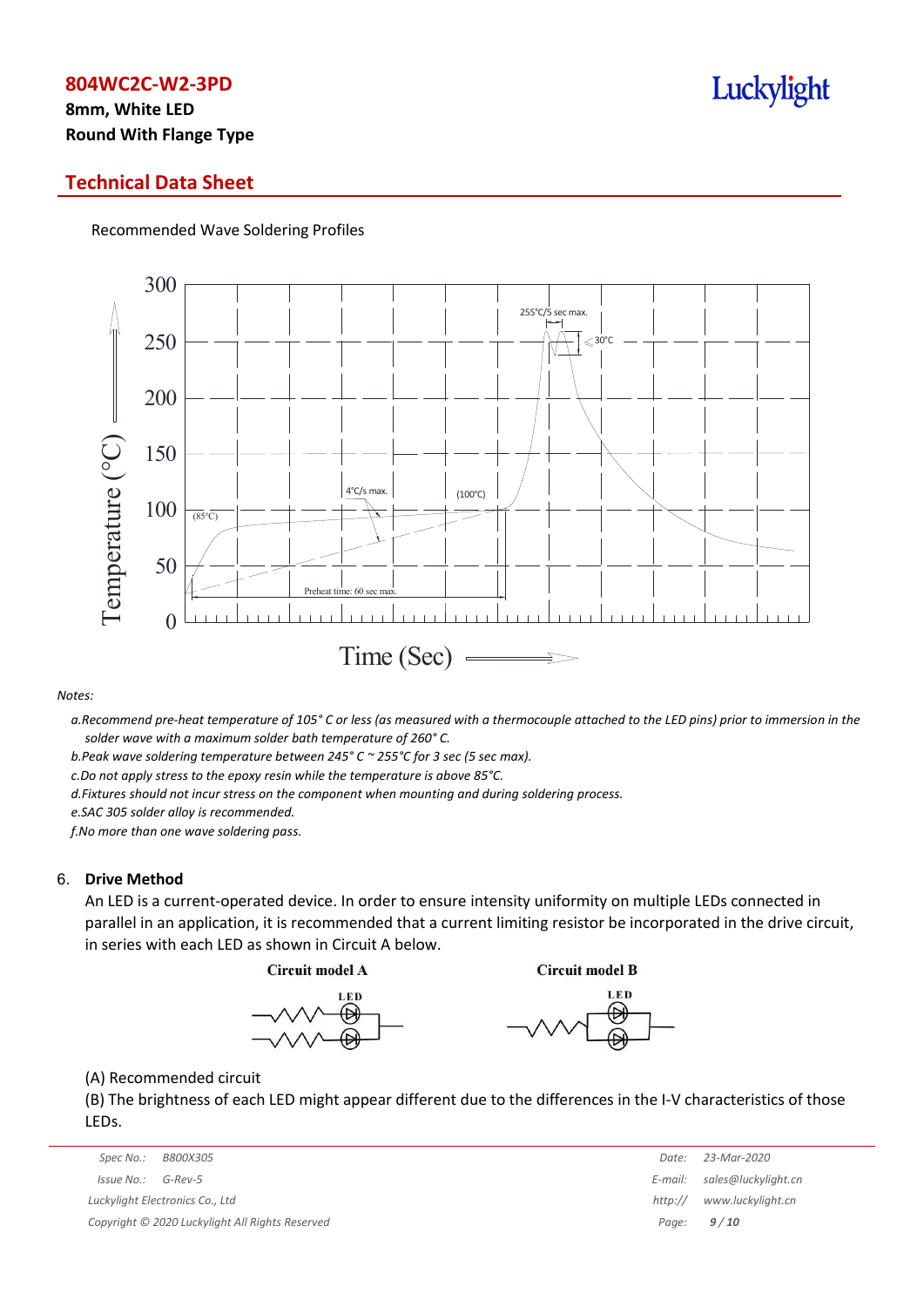Recommended Wave Soldering Profiles

*Notes:*

*a.Recommend pre-heat temperature of 105° C or less (as measured with a thermocouple attached to the LED pins) prior to immersion in the solder wave with a maximum solder bath temperature of 260° C.*

*b.Peak wave soldering temperature between 245° C ~ 255°C for 3 sec (5 sec max).*

*c.Do not apply stress to the epoxy resin while the temperature is above 85°C.*

*d.Fixtures should not incur stress on the component when mounting and during soldering process.*

*e.SAC 305 solder alloy is recommended.*

*f.No more than one wave soldering pass.*

## 6. Drive Method

An LED is a current-operated device. In order to ensure intensity uniformity on multiple LEDs connected in parallel in an application, it is recommended that a current limiting resistor be incorporated in the drive circuit, in series with each LED as shown in Circuit A below.

(A) Recommended circuit

(B) The brightness of each LED might appear different due to the differences in the I-V characteristics of those LEDs.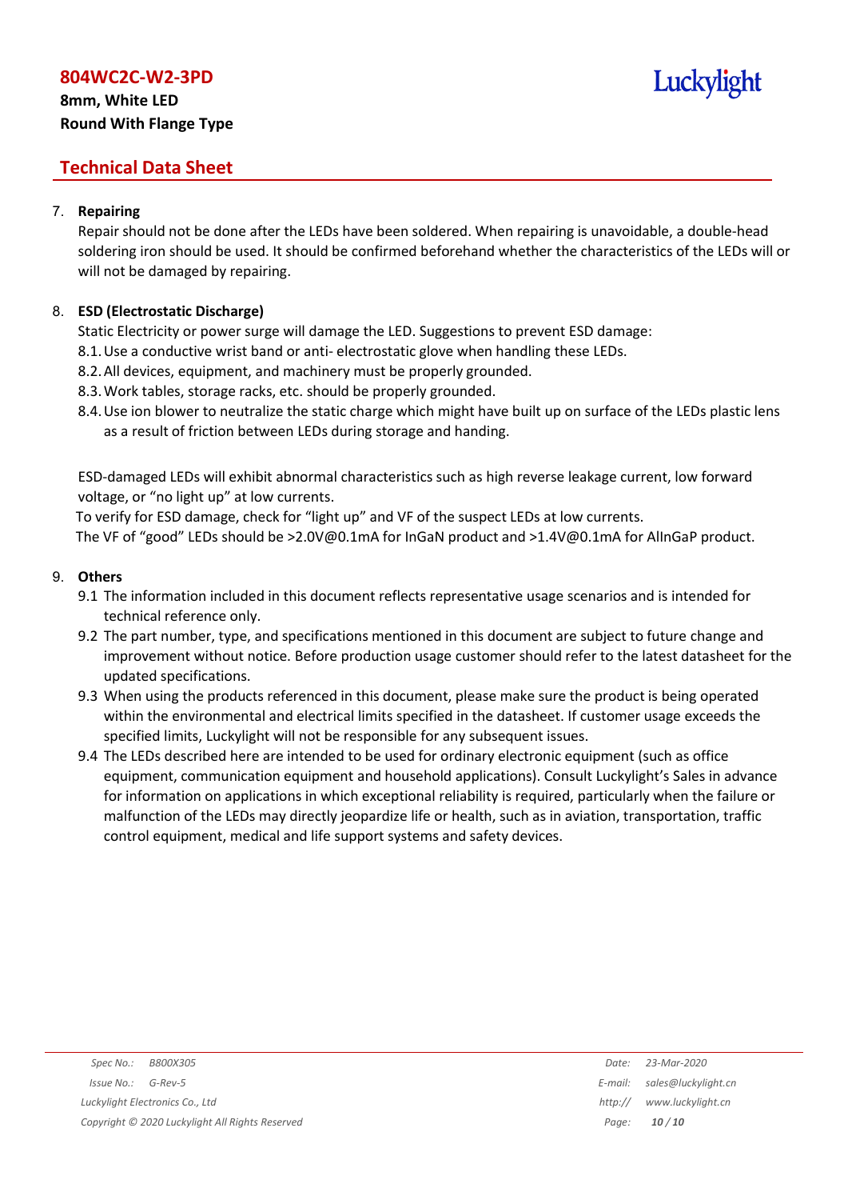7. **Repairing**

   Repair should not be done after the LEDs have been soldered. When repairing is unavoidable, a double-head soldering iron should be used. It should be confirmed beforehand whether the characteristics of the LEDs will or will not be damaged by repairing.

8. **ESD (Electrostatic Discharge)**

   Static Electricity or power surge will damage the LED. Suggestions to prevent ESD damage:

   8.1. Use a conductive wrist band or anti- electrostatic glove when handling these LEDs.

   8.2. All devices, equipment, and machinery must be properly grounded.

   8.3. Work tables, storage racks, etc. should be properly grounded.

   8.4. Use ion blower to neutralize the static charge which might have built up on surface of the LEDs plastic lens as a result of friction between LEDs during storage and handing.

   ESD-damaged LEDs will exhibit abnormal characteristics such as high reverse leakage current, low forward voltage, or "no light up" at low currents.

   To verify for ESD damage, check for "light up" and VF of the suspect LEDs at low currents.

   The VF of "good" LEDs should be >2.0V@0.1mA for InGaN product and >1.4V@0.1mA for AlInGaP product.

9. **Others**

   9.1 The information included in this document reflects representative usage scenarios and is intended for technical reference only.

   9.2 The part number, type, and specifications mentioned in this document are subject to future change and improvement without notice. Before production usage customer should refer to the latest datasheet for the updated specifications.

   9.3 When using the products referenced in this document, please make sure the product is being operated within the environmental and electrical limits specified in the datasheet. If customer usage exceeds the specified limits, Luckylight will not be responsible for any subsequent issues.

   9.4 The LEDs described here are intended to be used for ordinary electronic equipment (such as office equipment, communication equipment and household applications). Consult Luckylight's Sales in advance for information on applications in which exceptional reliability is required, particularly when the failure or malfunction of the LEDs may directly jeopardize life or health, such as in aviation, transportation, traffic control equipment, medical and life support systems and safety devices.